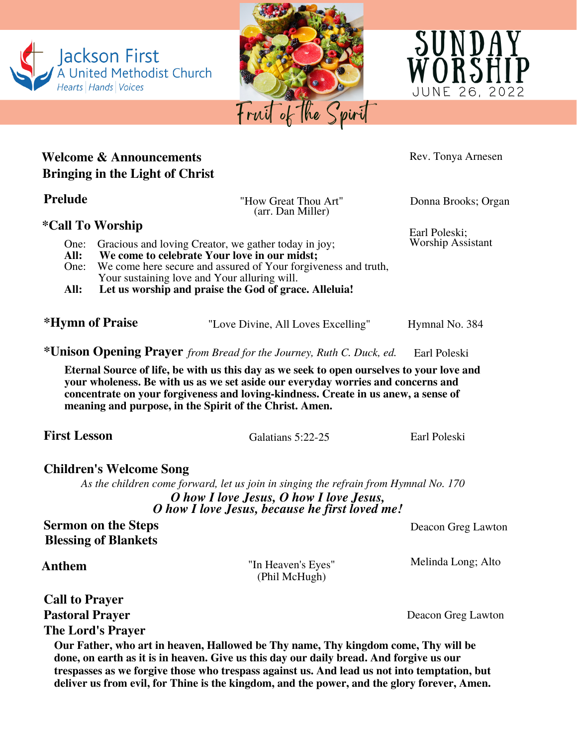Jackson First
A United Methodist Church
Hearts | Hands | Voices

Fruit of the Spirit

# SUNDAY WORSHIP
JUNE 26, 2022

**Welcome & Announcements** — Rev. Tonya Arnesen
**Bringing in the Light of Christ**

**Prelude** — "How Great Thou Art" (arr. Dan Miller) — Donna Brooks; Organ

**\*Call To Worship** — Earl Poleski; Worship Assistant

One: Gracious and loving Creator, we gather today in joy;
**All: We come to celebrate Your love in our midst;**
One: We come here secure and assured of Your forgiveness and truth, Your sustaining love and Your alluring will.
**All: Let us worship and praise the God of grace. Alleluia!**

**\*Hymn of Praise** — "Love Divine, All Loves Excelling" — Hymnal No. 384

**\*Unison Opening Prayer** *from Bread for the Journey, Ruth C. Duck, ed.* — Earl Poleski

**Eternal Source of life, be with us this day as we seek to open ourselves to your love and your wholeness. Be with us as we set aside our everyday worries and concerns and concentrate on your forgiveness and loving-kindness. Create in us anew, a sense of meaning and purpose, in the Spirit of the Christ. Amen.**

**First Lesson** — Galatians 5:22-25 — Earl Poleski

**Children's Welcome Song**

*As the children come forward, let us join in singing the refrain from Hymnal No. 170*

***O how I love Jesus, O how I love Jesus,***
***O how I love Jesus, because he first loved me!***

**Sermon on the Steps** — Deacon Greg Lawton
**Blessing of Blankets**

**Anthem** — "In Heaven's Eyes" (Phil McHugh) — Melinda Long; Alto

**Call to Prayer**
**Pastoral Prayer** — Deacon Greg Lawton
**The Lord's Prayer**

**Our Father, who art in heaven, Hallowed be Thy name, Thy kingdom come, Thy will be done, on earth as it is in heaven. Give us this day our daily bread. And forgive us our trespasses as we forgive those who trespass against us. And lead us not into temptation, but deliver us from evil, for Thine is the kingdom, and the power, and the glory forever, Amen.**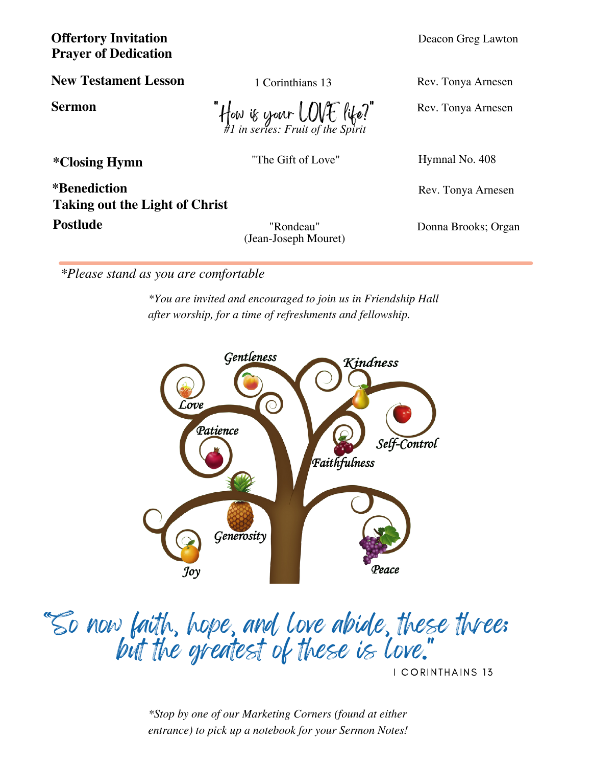| | | |
|---|---|---|
| **Offertory Invitation** | | Deacon Greg Lawton |
| **Prayer of Dedication** | | |
| **New Testament Lesson** | 1 Corinthians 13 | Rev. Tonya Arnesen |
| **Sermon** | "How is your LOVE life?" *#1 in series: Fruit of the Spirit* | Rev. Tonya Arnesen |
| ***Closing Hymn** | "The Gift of Love" | Hymnal No. 408 |
| ***Benediction** | | Rev. Tonya Arnesen |
| **Taking out the Light of Christ** | | |
| **Postlude** | "Rondeau" (Jean-Joseph Mouret) | Donna Brooks; Organ |

*\*Please stand as you are comfortable*

*\*You are invited and encouraged to join us in Friendship Hall after worship, for a time of refreshments and fellowship.*

Gentleness, Kindness, Love, Patience, Self-Control, Faithfulness, Generosity, Joy, Peace

"So now faith, hope, and love abide, these three; but the greatest of these is love."

I CORINTHAINS 13

*\*Stop by one of our Marketing Corners (found at either entrance) to pick up a notebook for your Sermon Notes!*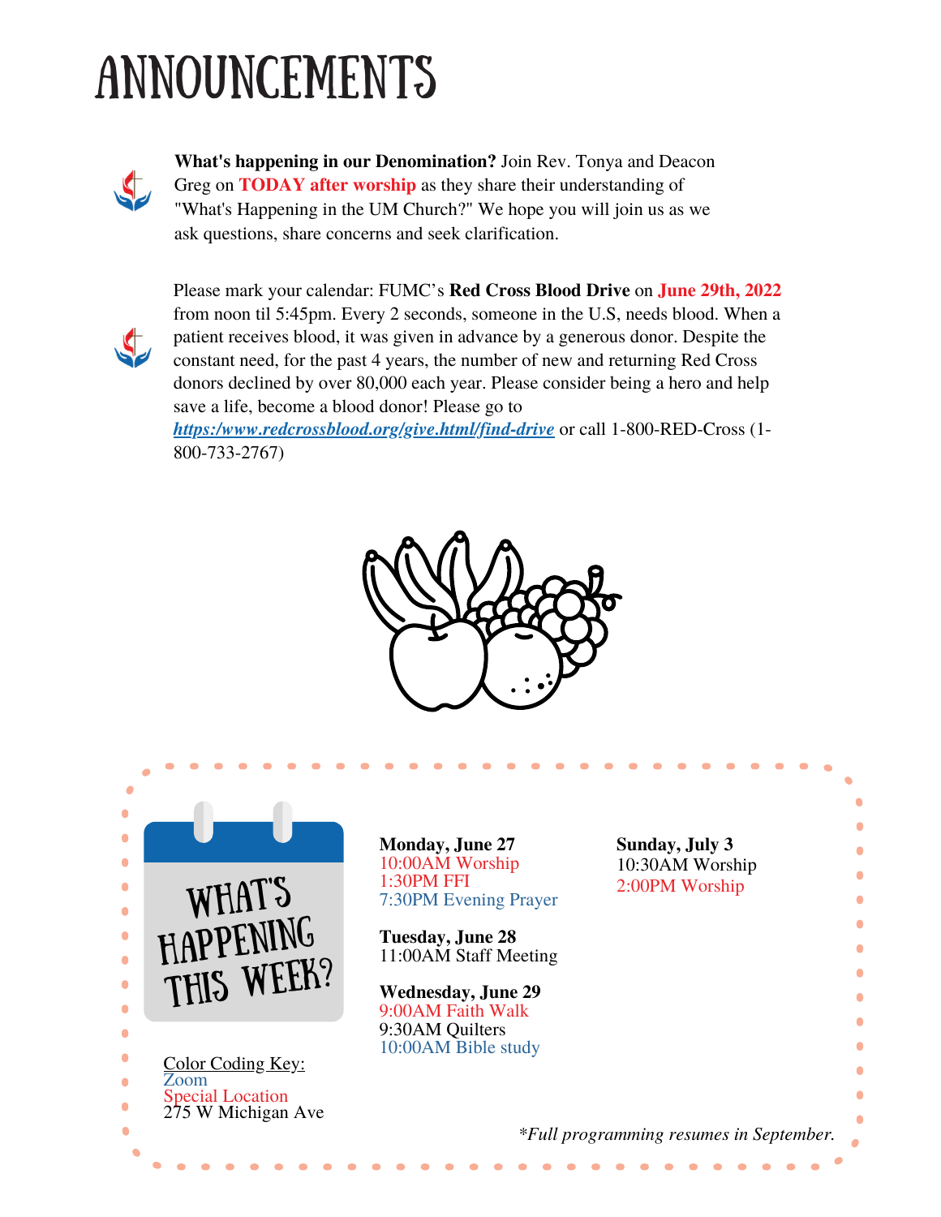# ANNOUNCEMENTS

**What's happening in our Denomination?** Join Rev. Tonya and Deacon Greg on **TODAY after worship** as they share their understanding of "What's Happening in the UM Church?" We hope you will join us as we ask questions, share concerns and seek clarification.

Please mark your calendar: FUMC's **Red Cross Blood Drive** on **June 29th, 2022** from noon til 5:45pm. Every 2 seconds, someone in the U.S, needs blood. When a patient receives blood, it was given in advance by a generous donor. Despite the constant need, for the past 4 years, the number of new and returning Red Cross donors declined by over 80,000 each year. Please consider being a hero and help save a life, become a blood donor! Please go to ***https:/www.redcrossblood.org/give.html/find-drive*** or call 1-800-RED-Cross (1-800-733-2767)

## WHAT'S HAPPENING THIS WEEK?

**Monday, June 27**
10:00AM Worship
1:30PM FFI
7:30PM Evening Prayer

**Tuesday, June 28**
11:00AM Staff Meeting

**Wednesday, June 29**
9:00AM Faith Walk
9:30AM Quilters
10:00AM Bible study

**Sunday, July 3**
10:30AM Worship
2:00PM Worship

Color Coding Key:
Zoom
Special Location
275 W Michigan Ave

*\*Full programming resumes in September.*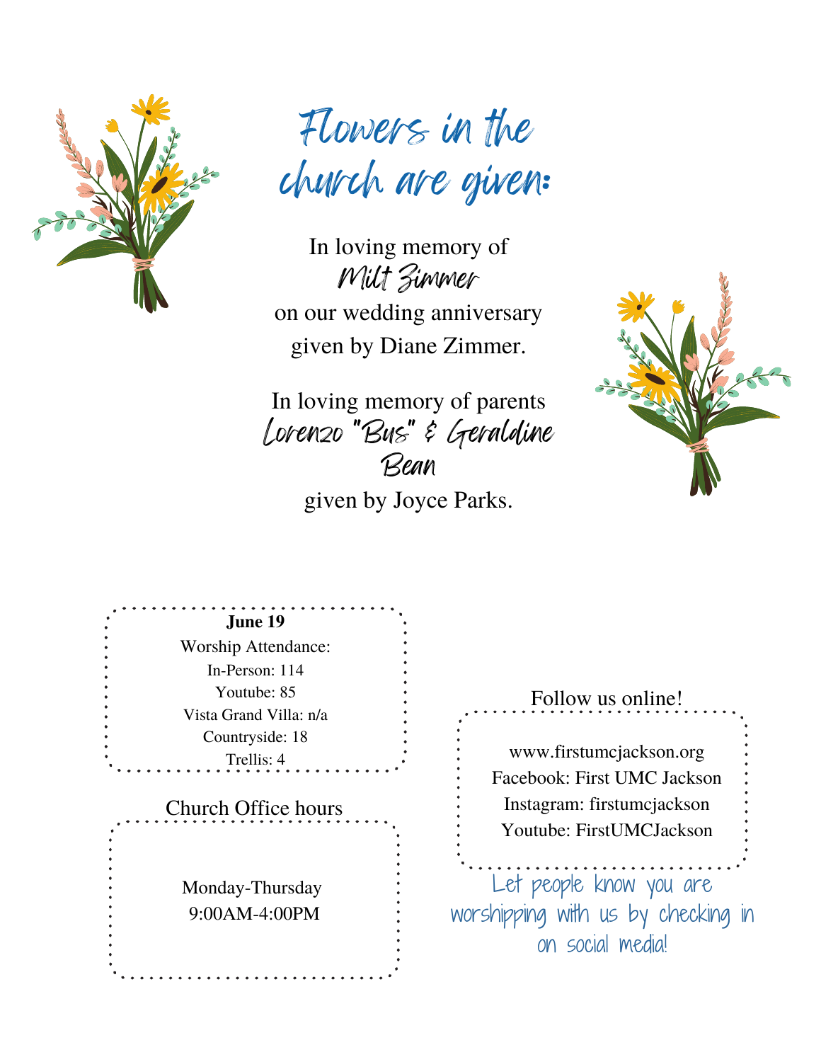# Flowers in the church are given:

In loving memory of
Milt Zimmer
on our wedding anniversary
given by Diane Zimmer.

In loving memory of parents
Lorenzo "Bus" & Geraldine Bean
given by Joyce Parks.

**June 19**
Worship Attendance:
In-Person: 114
Youtube: 85
Vista Grand Villa: n/a
Countryside: 18
Trellis: 4

Church Office hours

Monday-Thursday
9:00AM-4:00PM

Follow us online!

www.firstumcjackson.org
Facebook: First UMC Jackson
Instagram: firstumcjackson
Youtube: FirstUMCJackson

Let people know you are worshipping with us by checking in on social media!